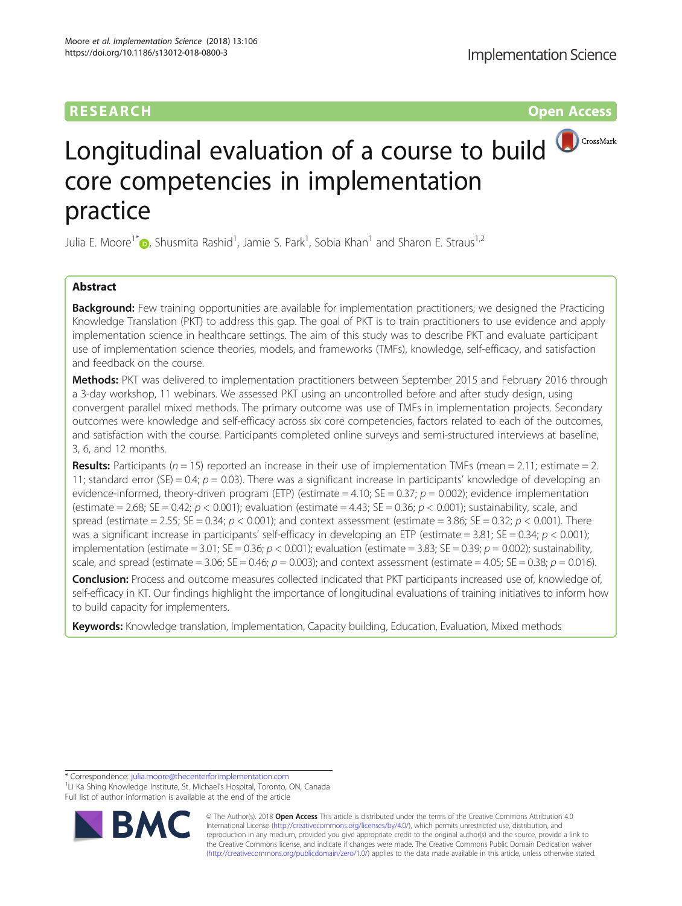RESEARCH

Open Access

# Longitudinal evaluation of a course to build core competencies in implementation practice

Julia E. Moore[1*], Shusmita Rashid[1], Jamie S. Park[1], Sobia Khan[1] and Sharon E. Straus[1,2]

## Abstract

**Background:** Few training opportunities are available for implementation practitioners; we designed the Practicing Knowledge Translation (PKT) to address this gap. The goal of PKT is to train practitioners to use evidence and apply implementation science in healthcare settings. The aim of this study was to describe PKT and evaluate participant use of implementation science theories, models, and frameworks (TMFs), knowledge, self-efficacy, and satisfaction and feedback on the course.

**Methods:** PKT was delivered to implementation practitioners between September 2015 and February 2016 through a 3-day workshop, 11 webinars. We assessed PKT using an uncontrolled before and after study design, using convergent parallel mixed methods. The primary outcome was use of TMFs in implementation projects. Secondary outcomes were knowledge and self-efficacy across six core competencies, factors related to each of the outcomes, and satisfaction with the course. Participants completed online surveys and semi-structured interviews at baseline, 3, 6, and 12 months.

**Results:** Participants ($n = 15$) reported an increase in their use of implementation TMFs (mean = 2.11; estimate = 2.11; standard error (SE) = 0.4; $p = 0.03$). There was a significant increase in participants' knowledge of developing an evidence-informed, theory-driven program (ETP) (estimate = 4.10; SE = 0.37; $p = 0.002$); evidence implementation (estimate = 2.68; SE = 0.42; $p < 0.001$); evaluation (estimate = 4.43; SE = 0.36; $p < 0.001$); sustainability, scale, and spread (estimate = 2.55; SE = 0.34; $p < 0.001$); and context assessment (estimate = 3.86; SE = 0.32; $p < 0.001$). There was a significant increase in participants' self-efficacy in developing an ETP (estimate = 3.81; SE = 0.34; $p < 0.001$); implementation (estimate = 3.01; SE = 0.36; $p < 0.001$); evaluation (estimate = 3.83; SE = 0.39; $p = 0.002$); sustainability, scale, and spread (estimate = 3.06; SE = 0.46; $p = 0.003$); and context assessment (estimate = 4.05; SE = 0.38; $p = 0.016$).

**Conclusion:** Process and outcome measures collected indicated that PKT participants increased use of, knowledge of, self-efficacy in KT. Our findings highlight the importance of longitudinal evaluations of training initiatives to inform how to build capacity for implementers.

**Keywords:** Knowledge translation, Implementation, Capacity building, Education, Evaluation, Mixed methods

---

\* Correspondence: julia.moore@thecenterforimplementation.com
[1]Li Ka Shing Knowledge Institute, St. Michael's Hospital, Toronto, ON, Canada
Full list of author information is available at the end of the article

© The Author(s). 2018 **Open Access** This article is distributed under the terms of the Creative Commons Attribution 4.0 International License (http://creativecommons.org/licenses/by/4.0/), which permits unrestricted use, distribution, and reproduction in any medium, provided you give appropriate credit to the original author(s) and the source, provide a link to the Creative Commons license, and indicate if changes were made. The Creative Commons Public Domain Dedication waiver (http://creativecommons.org/publicdomain/zero/1.0/) applies to the data made available in this article, unless otherwise stated.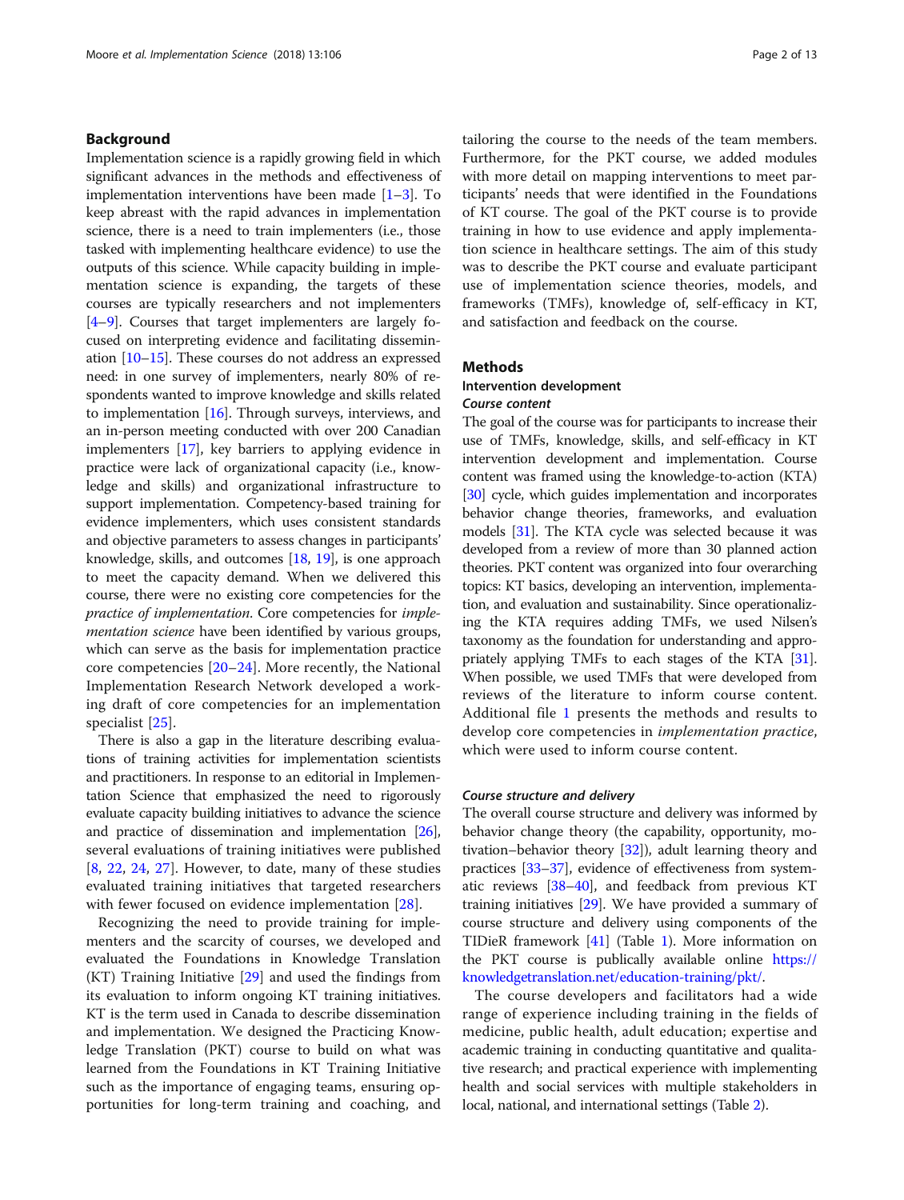## Background

Implementation science is a rapidly growing field in which significant advances in the methods and effectiveness of implementation interventions have been made [1–3]. To keep abreast with the rapid advances in implementation science, there is a need to train implementers (i.e., those tasked with implementing healthcare evidence) to use the outputs of this science. While capacity building in implementation science is expanding, the targets of these courses are typically researchers and not implementers [4–9]. Courses that target implementers are largely focused on interpreting evidence and facilitating dissemination [10–15]. These courses do not address an expressed need: in one survey of implementers, nearly 80% of respondents wanted to improve knowledge and skills related to implementation [16]. Through surveys, interviews, and an in-person meeting conducted with over 200 Canadian implementers [17], key barriers to applying evidence in practice were lack of organizational capacity (i.e., knowledge and skills) and organizational infrastructure to support implementation. Competency-based training for evidence implementers, which uses consistent standards and objective parameters to assess changes in participants' knowledge, skills, and outcomes [18, 19], is one approach to meet the capacity demand. When we delivered this course, there were no existing core competencies for the *practice of implementation*. Core competencies for *implementation science* have been identified by various groups, which can serve as the basis for implementation practice core competencies [20–24]. More recently, the National Implementation Research Network developed a working draft of core competencies for an implementation specialist [25].

There is also a gap in the literature describing evaluations of training activities for implementation scientists and practitioners. In response to an editorial in Implementation Science that emphasized the need to rigorously evaluate capacity building initiatives to advance the science and practice of dissemination and implementation [26], several evaluations of training initiatives were published [8, 22, 24, 27]. However, to date, many of these studies evaluated training initiatives that targeted researchers with fewer focused on evidence implementation [28].

Recognizing the need to provide training for implementers and the scarcity of courses, we developed and evaluated the Foundations in Knowledge Translation (KT) Training Initiative [29] and used the findings from its evaluation to inform ongoing KT training initiatives. KT is the term used in Canada to describe dissemination and implementation. We designed the Practicing Knowledge Translation (PKT) course to build on what was learned from the Foundations in KT Training Initiative such as the importance of engaging teams, ensuring opportunities for long-term training and coaching, and tailoring the course to the needs of the team members. Furthermore, for the PKT course, we added modules with more detail on mapping interventions to meet participants' needs that were identified in the Foundations of KT course. The goal of the PKT course is to provide training in how to use evidence and apply implementation science in healthcare settings. The aim of this study was to describe the PKT course and evaluate participant use of implementation science theories, models, and frameworks (TMFs), knowledge of, self-efficacy in KT, and satisfaction and feedback on the course.

## Methods

### Intervention development

#### *Course content*

The goal of the course was for participants to increase their use of TMFs, knowledge, skills, and self-efficacy in KT intervention development and implementation. Course content was framed using the knowledge-to-action (KTA) [30] cycle, which guides implementation and incorporates behavior change theories, frameworks, and evaluation models [31]. The KTA cycle was selected because it was developed from a review of more than 30 planned action theories. PKT content was organized into four overarching topics: KT basics, developing an intervention, implementation, and evaluation and sustainability. Since operationalizing the KTA requires adding TMFs, we used Nilsen's taxonomy as the foundation for understanding and appropriately applying TMFs to each stages of the KTA [31]. When possible, we used TMFs that were developed from reviews of the literature to inform course content. Additional file 1 presents the methods and results to develop core competencies in *implementation practice*, which were used to inform course content.

#### *Course structure and delivery*

The overall course structure and delivery was informed by behavior change theory (the capability, opportunity, motivation–behavior theory [32]), adult learning theory and practices [33–37], evidence of effectiveness from systematic reviews [38–40], and feedback from previous KT training initiatives [29]. We have provided a summary of course structure and delivery using components of the TIDieR framework [41] (Table 1). More information on the PKT course is publically available online https://knowledgetranslation.net/education-training/pkt/.

The course developers and facilitators had a wide range of experience including training in the fields of medicine, public health, adult education; expertise and academic training in conducting quantitative and qualitative research; and practical experience with implementing health and social services with multiple stakeholders in local, national, and international settings (Table 2).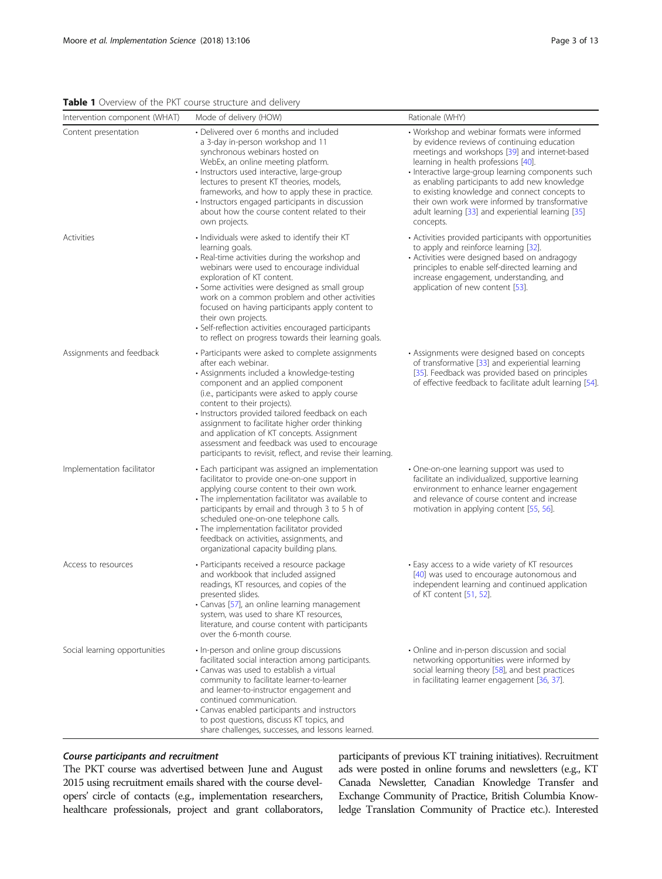**Table 1** Overview of the PKT course structure and delivery

| Intervention component (WHAT) | Mode of delivery (HOW) | Rationale (WHY) |
|---|---|---|
| Content presentation | • Delivered over 6 months and included a 3-day in-person workshop and 11 synchronous webinars hosted on WebEx, an online meeting platform.<br>• Instructors used interactive, large-group lectures to present KT theories, models, frameworks, and how to apply these in practice.<br>• Instructors engaged participants in discussion about how the course content related to their own projects. | • Workshop and webinar formats were informed by evidence reviews of continuing education meetings and workshops [39] and internet-based learning in health professions [40].<br>• Interactive large-group learning components such as enabling participants to add new knowledge to existing knowledge and connect concepts to their own work were informed by transformative adult learning [33] and experiential learning [35] concepts. |
| Activities | • Individuals were asked to identify their KT learning goals.<br>• Real-time activities during the workshop and webinars were used to encourage individual exploration of KT content.<br>• Some activities were designed as small group work on a common problem and other activities focused on having participants apply content to their own projects.<br>• Self-reflection activities encouraged participants to reflect on progress towards their learning goals. | • Activities provided participants with opportunities to apply and reinforce learning [32].<br>• Activities were designed based on andragogy principles to enable self-directed learning and increase engagement, understanding, and application of new content [53]. |
| Assignments and feedback | • Participants were asked to complete assignments after each webinar.<br>• Assignments included a knowledge-testing component and an applied component (i.e., participants were asked to apply course content to their projects).<br>• Instructors provided tailored feedback on each assignment to facilitate higher order thinking and application of KT concepts. Assignment assessment and feedback was used to encourage participants to revisit, reflect, and revise their learning. | • Assignments were designed based on concepts of transformative [33] and experiential learning [35]. Feedback was provided based on principles of effective feedback to facilitate adult learning [54]. |
| Implementation facilitator | • Each participant was assigned an implementation facilitator to provide one-on-one support in applying course content to their own work.<br>• The implementation facilitator was available to participants by email and through 3 to 5 h of scheduled one-on-one telephone calls.<br>• The implementation facilitator provided feedback on activities, assignments, and organizational capacity building plans. | • One-on-one learning support was used to facilitate an individualized, supportive learning environment to enhance learner engagement and relevance of course content and increase motivation in applying content [55, 56]. |
| Access to resources | • Participants received a resource package and workbook that included assigned readings, KT resources, and copies of the presented slides.<br>• Canvas [57], an online learning management system, was used to share KT resources, literature, and course content with participants over the 6-month course. | • Easy access to a wide variety of KT resources [40] was used to encourage autonomous and independent learning and continued application of KT content [51, 52]. |
| Social learning opportunities | • In-person and online group discussions facilitated social interaction among participants.<br>• Canvas was used to establish a virtual community to facilitate learner-to-learner and learner-to-instructor engagement and continued communication.<br>• Canvas enabled participants and instructors to post questions, discuss KT topics, and share challenges, successes, and lessons learned. | • Online and in-person discussion and social networking opportunities were informed by social learning theory [58], and best practices in facilitating learner engagement [36, 37]. |

### *Course participants and recruitment*

The PKT course was advertised between June and August 2015 using recruitment emails shared with the course developers' circle of contacts (e.g., implementation researchers, healthcare professionals, project and grant collaborators, participants of previous KT training initiatives). Recruitment ads were posted in online forums and newsletters (e.g., KT Canada Newsletter, Canadian Knowledge Transfer and Exchange Community of Practice, British Columbia Knowledge Translation Community of Practice etc.). Interested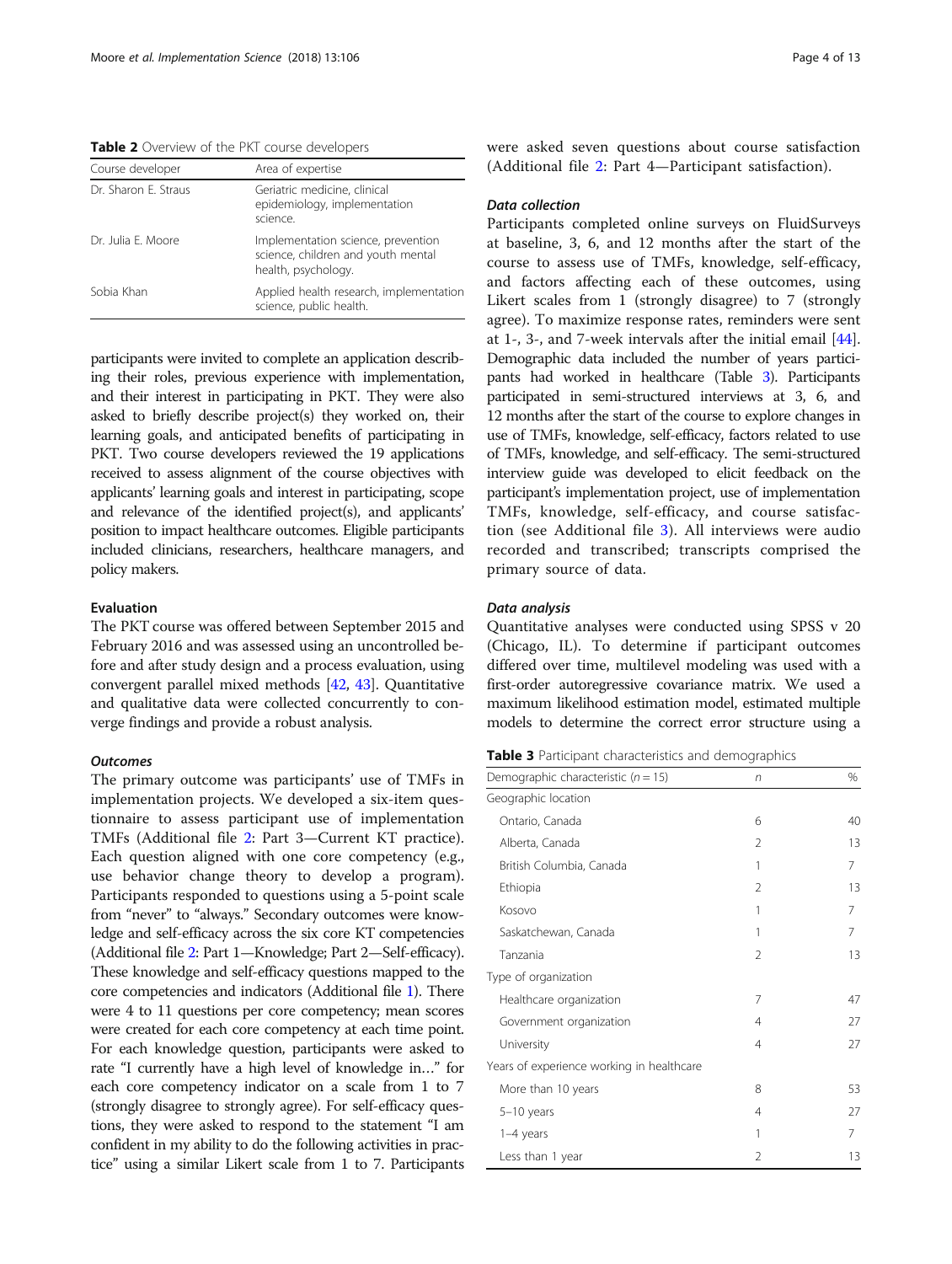**Table 2** Overview of the PKT course developers

| Course developer | Area of expertise |
| --- | --- |
| Dr. Sharon E. Straus | Geriatric medicine, clinical epidemiology, implementation science. |
| Dr. Julia E. Moore | Implementation science, prevention science, children and youth mental health, psychology. |
| Sobia Khan | Applied health research, implementation science, public health. |

participants were invited to complete an application describing their roles, previous experience with implementation, and their interest in participating in PKT. They were also asked to briefly describe project(s) they worked on, their learning goals, and anticipated benefits of participating in PKT. Two course developers reviewed the 19 applications received to assess alignment of the course objectives with applicants' learning goals and interest in participating, scope and relevance of the identified project(s), and applicants' position to impact healthcare outcomes. Eligible participants included clinicians, researchers, healthcare managers, and policy makers.

### Evaluation

The PKT course was offered between September 2015 and February 2016 and was assessed using an uncontrolled before and after study design and a process evaluation, using convergent parallel mixed methods [42, 43]. Quantitative and qualitative data were collected concurrently to converge findings and provide a robust analysis.

#### *Outcomes*

The primary outcome was participants' use of TMFs in implementation projects. We developed a six-item questionnaire to assess participant use of implementation TMFs (Additional file 2: Part 3—Current KT practice). Each question aligned with one core competency (e.g., use behavior change theory to develop a program). Participants responded to questions using a 5-point scale from "never" to "always." Secondary outcomes were knowledge and self-efficacy across the six core KT competencies (Additional file 2: Part 1—Knowledge; Part 2—Self-efficacy). These knowledge and self-efficacy questions mapped to the core competencies and indicators (Additional file 1). There were 4 to 11 questions per core competency; mean scores were created for each core competency at each time point. For each knowledge question, participants were asked to rate "I currently have a high level of knowledge in…" for each core competency indicator on a scale from 1 to 7 (strongly disagree to strongly agree). For self-efficacy questions, they were asked to respond to the statement "I am confident in my ability to do the following activities in practice" using a similar Likert scale from 1 to 7. Participants were asked seven questions about course satisfaction (Additional file 2: Part 4—Participant satisfaction).

#### *Data collection*

Participants completed online surveys on FluidSurveys at baseline, 3, 6, and 12 months after the start of the course to assess use of TMFs, knowledge, self-efficacy, and factors affecting each of these outcomes, using Likert scales from 1 (strongly disagree) to 7 (strongly agree). To maximize response rates, reminders were sent at 1-, 3-, and 7-week intervals after the initial email [44]. Demographic data included the number of years participants had worked in healthcare (Table 3). Participants participated in semi-structured interviews at 3, 6, and 12 months after the start of the course to explore changes in use of TMFs, knowledge, self-efficacy, factors related to use of TMFs, knowledge, and self-efficacy. The semi-structured interview guide was developed to elicit feedback on the participant's implementation project, use of implementation TMFs, knowledge, self-efficacy, and course satisfaction (see Additional file 3). All interviews were audio recorded and transcribed; transcripts comprised the primary source of data.

#### *Data analysis*

Quantitative analyses were conducted using SPSS v 20 (Chicago, IL). To determine if participant outcomes differed over time, multilevel modeling was used with a first-order autoregressive covariance matrix. We used a maximum likelihood estimation model, estimated multiple models to determine the correct error structure using a

**Table 3** Participant characteristics and demographics

| Demographic characteristic ($n = 15$) | *n* | % |
| --- | --- | --- |
| Geographic location | | |
| Ontario, Canada | 6 | 40 |
| Alberta, Canada | 2 | 13 |
| British Columbia, Canada | 1 | 7 |
| Ethiopia | 2 | 13 |
| Kosovo | 1 | 7 |
| Saskatchewan, Canada | 1 | 7 |
| Tanzania | 2 | 13 |
| Type of organization | | |
| Healthcare organization | 7 | 47 |
| Government organization | 4 | 27 |
| University | 4 | 27 |
| Years of experience working in healthcare | | |
| More than 10 years | 8 | 53 |
| 5–10 years | 4 | 27 |
| 1–4 years | 1 | 7 |
| Less than 1 year | 2 | 13 |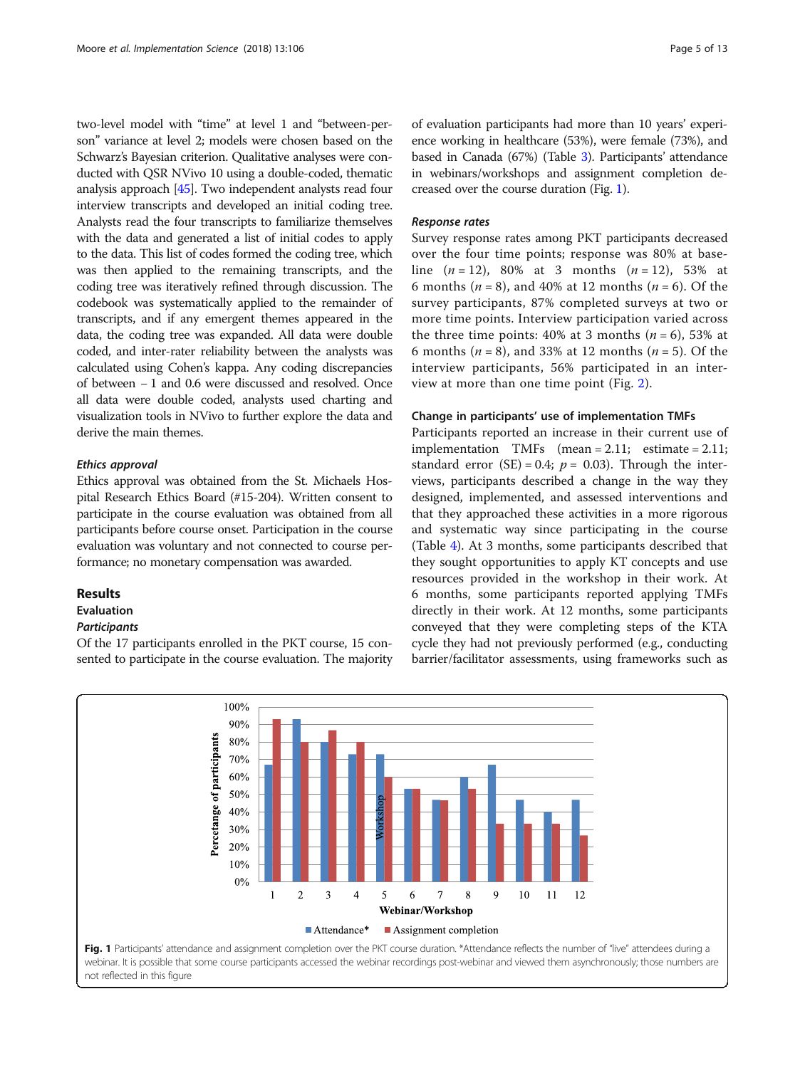two-level model with "time" at level 1 and "between-person" variance at level 2; models were chosen based on the Schwarz's Bayesian criterion. Qualitative analyses were conducted with QSR NVivo 10 using a double-coded, thematic analysis approach [45]. Two independent analysts read four interview transcripts and developed an initial coding tree. Analysts read the four transcripts to familiarize themselves with the data and generated a list of initial codes to apply to the data. This list of codes formed the coding tree, which was then applied to the remaining transcripts, and the coding tree was iteratively refined through discussion. The codebook was systematically applied to the remainder of transcripts, and if any emergent themes appeared in the data, the coding tree was expanded. All data were double coded, and inter-rater reliability between the analysts was calculated using Cohen's kappa. Any coding discrepancies of between − 1 and 0.6 were discussed and resolved. Once all data were double coded, analysts used charting and visualization tools in NVivo to further explore the data and derive the main themes.

### *Ethics approval*

Ethics approval was obtained from the St. Michaels Hospital Research Ethics Board (#15-204). Written consent to participate in the course evaluation was obtained from all participants before course onset. Participation in the course evaluation was voluntary and not connected to course performance; no monetary compensation was awarded.

## Results

### Evaluation

#### *Participants*

Of the 17 participants enrolled in the PKT course, 15 consented to participate in the course evaluation. The majority of evaluation participants had more than 10 years' experience working in healthcare (53%), were female (73%), and based in Canada (67%) (Table 3). Participants' attendance in webinars/workshops and assignment completion decreased over the course duration (Fig. 1).

#### *Response rates*

Survey response rates among PKT participants decreased over the four time points; response was 80% at baseline ($n = 12$), 80% at 3 months ($n = 12$), 53% at 6 months ($n = 8$), and 40% at 12 months ($n = 6$). Of the survey participants, 87% completed surveys at two or more time points. Interview participation varied across the three time points: 40% at 3 months ($n = 6$), 53% at 6 months ($n = 8$), and 33% at 12 months ($n = 5$). Of the interview participants, 56% participated in an interview at more than one time point (Fig. 2).

### Change in participants' use of implementation TMFs

Participants reported an increase in their current use of implementation TMFs (mean = 2.11; estimate = 2.11; standard error (SE) = 0.4; $p = 0.03$). Through the interviews, participants described a change in the way they designed, implemented, and assessed interventions and that they approached these activities in a more rigorous and systematic way since participating in the course (Table 4). At 3 months, some participants described that they sought opportunities to apply KT concepts and use resources provided in the workshop in their work. At 6 months, some participants reported applying TMFs directly in their work. At 12 months, some participants conveyed that they were completing steps of the KTA cycle they had not previously performed (e.g., conducting barrier/facilitator assessments, using frameworks such as

**Fig. 1** Participants' attendance and assignment completion over the PKT course duration. *Attendance reflects the number of "live" attendees during a webinar. It is possible that some course participants accessed the webinar recordings post-webinar and viewed them asynchronously; those numbers are not reflected in this figure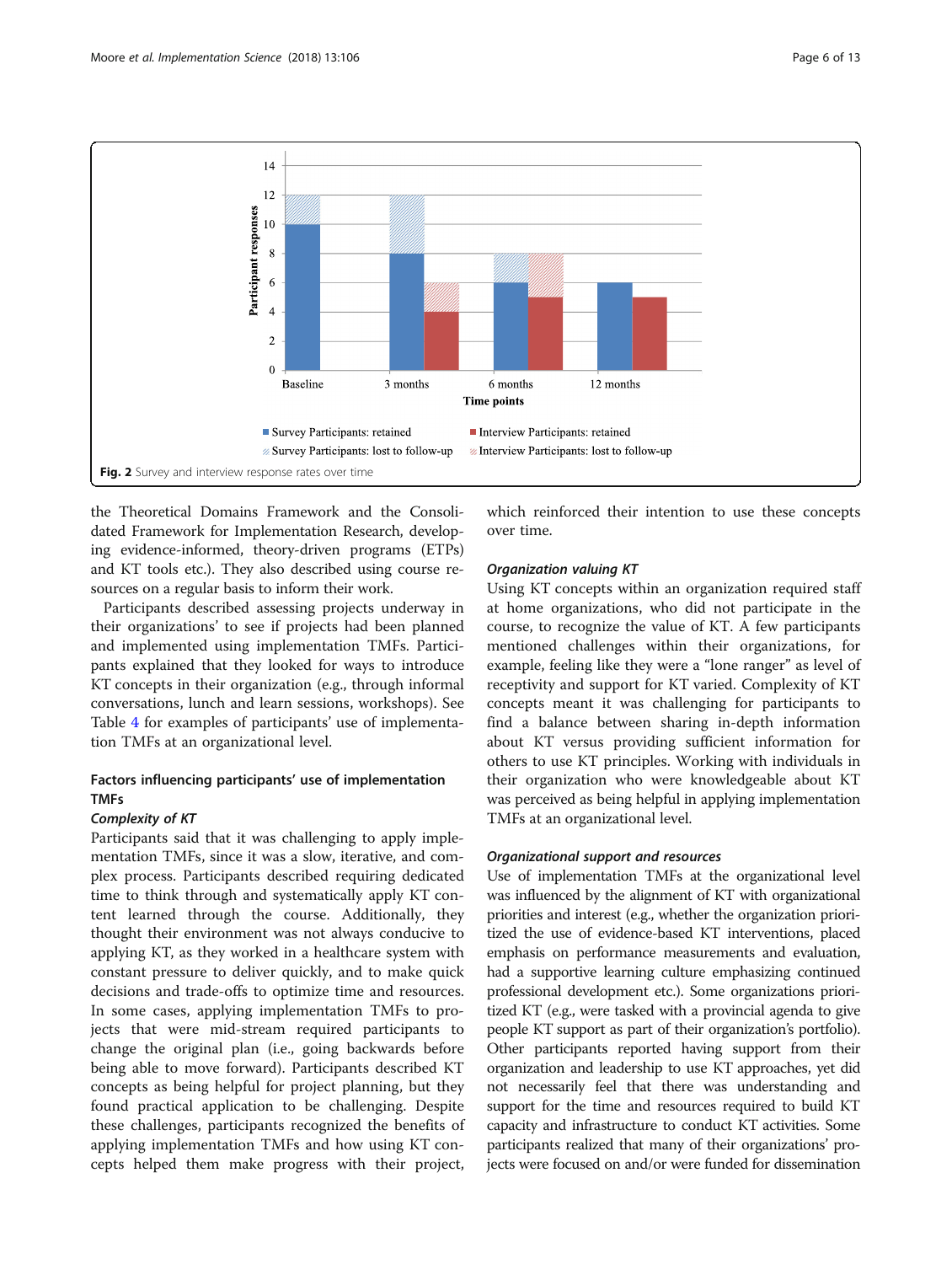Fig. 2 Survey and interview response rates over time

the Theoretical Domains Framework and the Consolidated Framework for Implementation Research, developing evidence-informed, theory-driven programs (ETPs) and KT tools etc.). They also described using course resources on a regular basis to inform their work.

Participants described assessing projects underway in their organizations' to see if projects had been planned and implemented using implementation TMFs. Participants explained that they looked for ways to introduce KT concepts in their organization (e.g., through informal conversations, lunch and learn sessions, workshops). See Table 4 for examples of participants' use of implementation TMFs at an organizational level.

### Factors influencing participants' use of implementation TMFs

#### *Complexity of KT*

Participants said that it was challenging to apply implementation TMFs, since it was a slow, iterative, and complex process. Participants described requiring dedicated time to think through and systematically apply KT content learned through the course. Additionally, they thought their environment was not always conducive to applying KT, as they worked in a healthcare system with constant pressure to deliver quickly, and to make quick decisions and trade-offs to optimize time and resources. In some cases, applying implementation TMFs to projects that were mid-stream required participants to change the original plan (i.e., going backwards before being able to move forward). Participants described KT concepts as being helpful for project planning, but they found practical application to be challenging. Despite these challenges, participants recognized the benefits of applying implementation TMFs and how using KT concepts helped them make progress with their project, which reinforced their intention to use these concepts over time.

#### *Organization valuing KT*

Using KT concepts within an organization required staff at home organizations, who did not participate in the course, to recognize the value of KT. A few participants mentioned challenges within their organizations, for example, feeling like they were a "lone ranger" as level of receptivity and support for KT varied. Complexity of KT concepts meant it was challenging for participants to find a balance between sharing in-depth information about KT versus providing sufficient information for others to use KT principles. Working with individuals in their organization who were knowledgeable about KT was perceived as being helpful in applying implementation TMFs at an organizational level.

#### *Organizational support and resources*

Use of implementation TMFs at the organizational level was influenced by the alignment of KT with organizational priorities and interest (e.g., whether the organization prioritized the use of evidence-based KT interventions, placed emphasis on performance measurements and evaluation, had a supportive learning culture emphasizing continued professional development etc.). Some organizations prioritized KT (e.g., were tasked with a provincial agenda to give people KT support as part of their organization's portfolio). Other participants reported having support from their organization and leadership to use KT approaches, yet did not necessarily feel that there was understanding and support for the time and resources required to build KT capacity and infrastructure to conduct KT activities. Some participants realized that many of their organizations' projects were focused on and/or were funded for dissemination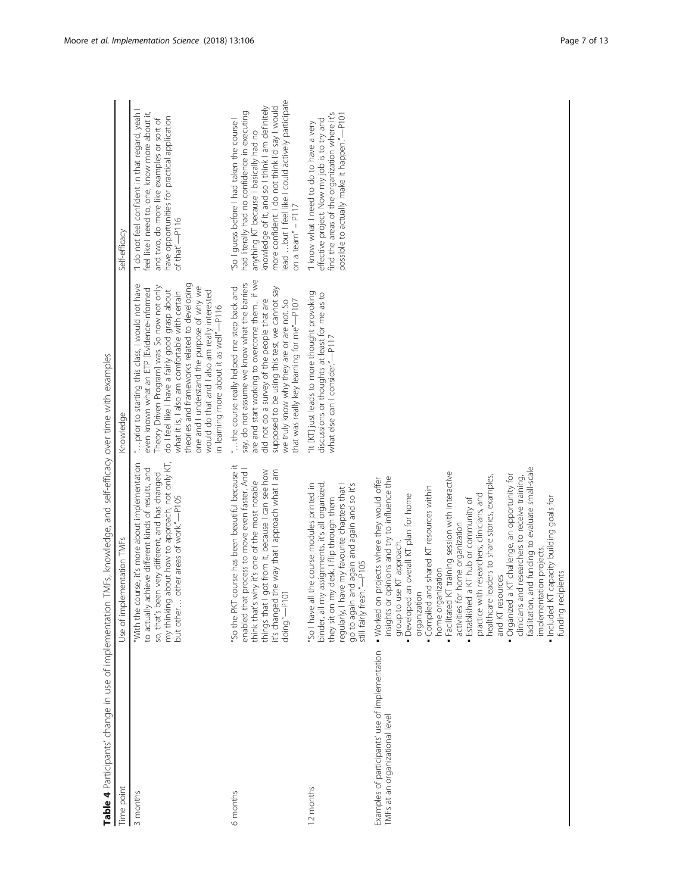**Table 4** Participants' change in use of implementation TMFs, knowledge, and self-efficacy over time with examples

| Time point | Use of implementation TMFs | Knowledge | Self-efficacy |
| --- | --- | --- | --- |
| 3 months | "With the course, it's more about implementation to actually achieve different kinds of results, and so, that's been very different, and has changed my thinking about how to approach, not only KT, but other… other areas of work."—P105 | "…prior to starting this class, I would not have even known what an ETP [Evidence-informed Theory Driven Program] was. So now not only do I feel like I have a fairly good grasp about what it is, I also am comfortable with certain theories and frameworks related to developing one and I understand the purpose of why we would do that and I also am really interested in learning more about it as well"—P116 | "I do not feel confident in that regard, yeah I feel like I need to, one, know more about it, and two, do more like examples or sort of have opportunities for practical application of that"—P116 |
| 6 months | "So the PKT course has been beautiful because it enabled that process to move even faster. And I think that's why it's one of the most notable things that I got from it, because I can see how it's changed the way that I approach what I am doing."—P101 | "…the course really helped me step back and say, do not assume we know what the barriers are and start working to overcome them.. if we did not do a survey of the people that are supposed to be using this test, we cannot say we truly know why they are or are not. So that was really key learning for me"—P107 | "So I guess before I had taken the course I had literally had no confidence in executing anything KT because I basically had no knowledge of it, and so I think I am definitely more confident. I do not think I'd say I would lead …but I feel like I could actively participate on a team" – P117 |
| 12 months | "So I have all the course modules printed in binder, all my assignments, it's all organized, they sit on my desk. I flip through them regularly, I have my favourite chapters that I go to again and again and again and so it's still fairly fresh."—P105 | "It [KT] just leads to more thought provoking discussions or thoughts at least for me as to what else can I consider."—P117 | "I know what I need to do to have a very effective project. Now my job is to try and find the areas of the organization where it's possible to actually make it happen."—P101 |
| Examples of participants' use of implementation TMFs at an organizational level | ▪ Worked on projects where they would offer insights or opinions and try to influence the group to use KT approach.<br>▪ Developed an overall KT plan for home organization<br>▪ Compiled and shared KT resources within home organization<br>▪ Facilitated KT training session with interactive activities for home organization<br>▪ Established a KT hub or community of practice with researchers, clinicians, and healthcare leaders to share stories, examples, and KT resources<br>▪ Organized a KT challenge, an opportunity for clinicians and researchers to receive training, facilitation, and funding to evaluate small-scale implementation projects.<br>▪ Included KT capacity building goals for funding recipients | | |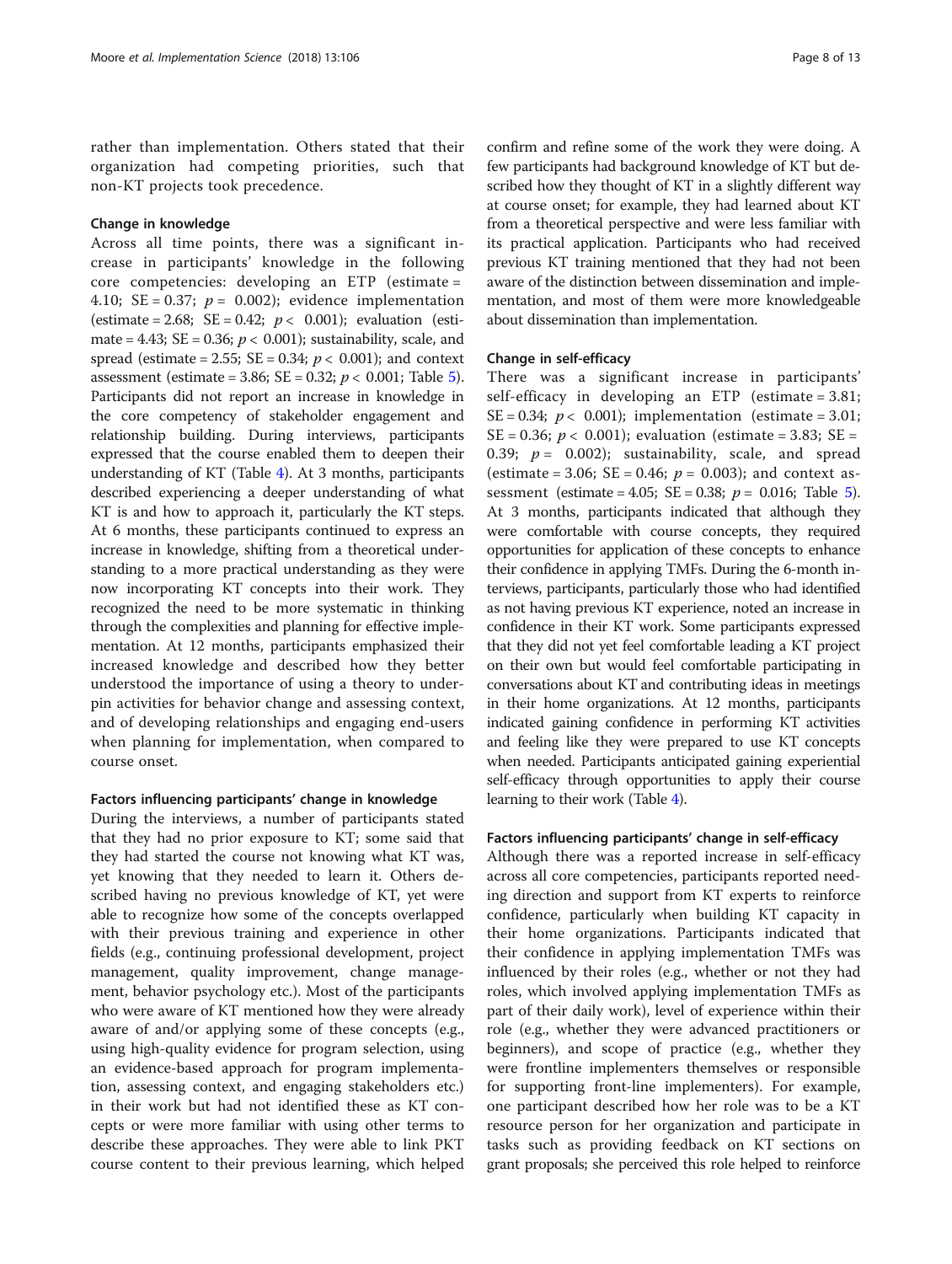rather than implementation. Others stated that their organization had competing priorities, such that non-KT projects took precedence.

### Change in knowledge

Across all time points, there was a significant increase in participants' knowledge in the following core competencies: developing an ETP (estimate = 4.10; SE = 0.37; $p$ = 0.002); evidence implementation (estimate = 2.68; SE = 0.42; $p < 0.001$); evaluation (estimate = 4.43; SE = 0.36; $p < 0.001$); sustainability, scale, and spread (estimate = 2.55; SE = 0.34; $p < 0.001$); and context assessment (estimate = 3.86; SE = 0.32; $p < 0.001$; Table 5). Participants did not report an increase in knowledge in the core competency of stakeholder engagement and relationship building. During interviews, participants expressed that the course enabled them to deepen their understanding of KT (Table 4). At 3 months, participants described experiencing a deeper understanding of what KT is and how to approach it, particularly the KT steps. At 6 months, these participants continued to express an increase in knowledge, shifting from a theoretical understanding to a more practical understanding as they were now incorporating KT concepts into their work. They recognized the need to be more systematic in thinking through the complexities and planning for effective implementation. At 12 months, participants emphasized their increased knowledge and described how they better understood the importance of using a theory to underpin activities for behavior change and assessing context, and of developing relationships and engaging end-users when planning for implementation, when compared to course onset.

### Factors influencing participants' change in knowledge

During the interviews, a number of participants stated that they had no prior exposure to KT; some said that they had started the course not knowing what KT was, yet knowing that they needed to learn it. Others described having no previous knowledge of KT, yet were able to recognize how some of the concepts overlapped with their previous training and experience in other fields (e.g., continuing professional development, project management, quality improvement, change management, behavior psychology etc.). Most of the participants who were aware of KT mentioned how they were already aware of and/or applying some of these concepts (e.g., using high-quality evidence for program selection, using an evidence-based approach for program implementation, assessing context, and engaging stakeholders etc.) in their work but had not identified these as KT concepts or were more familiar with using other terms to describe these approaches. They were able to link PKT course content to their previous learning, which helped confirm and refine some of the work they were doing. A few participants had background knowledge of KT but described how they thought of KT in a slightly different way at course onset; for example, they had learned about KT from a theoretical perspective and were less familiar with its practical application. Participants who had received previous KT training mentioned that they had not been aware of the distinction between dissemination and implementation, and most of them were more knowledgeable about dissemination than implementation.

### Change in self-efficacy

There was a significant increase in participants' self-efficacy in developing an ETP (estimate = 3.81; SE = 0.34; $p < 0.001$); implementation (estimate = 3.01; SE = 0.36; $p < 0.001$); evaluation (estimate = 3.83; SE = 0.39; $p$ = 0.002); sustainability, scale, and spread (estimate = 3.06; SE = 0.46; $p$ = 0.003); and context assessment (estimate = 4.05; SE = 0.38; $p$ = 0.016; Table 5). At 3 months, participants indicated that although they were comfortable with course concepts, they required opportunities for application of these concepts to enhance their confidence in applying TMFs. During the 6-month interviews, participants, particularly those who had identified as not having previous KT experience, noted an increase in confidence in their KT work. Some participants expressed that they did not yet feel comfortable leading a KT project on their own but would feel comfortable participating in conversations about KT and contributing ideas in meetings in their home organizations. At 12 months, participants indicated gaining confidence in performing KT activities and feeling like they were prepared to use KT concepts when needed. Participants anticipated gaining experiential self-efficacy through opportunities to apply their course learning to their work (Table 4).

### Factors influencing participants' change in self-efficacy

Although there was a reported increase in self-efficacy across all core competencies, participants reported needing direction and support from KT experts to reinforce confidence, particularly when building KT capacity in their home organizations. Participants indicated that their confidence in applying implementation TMFs was influenced by their roles (e.g., whether or not they had roles, which involved applying implementation TMFs as part of their daily work), level of experience within their role (e.g., whether they were advanced practitioners or beginners), and scope of practice (e.g., whether they were frontline implementers themselves or responsible for supporting front-line implementers). For example, one participant described how her role was to be a KT resource person for her organization and participate in tasks such as providing feedback on KT sections on grant proposals; she perceived this role helped to reinforce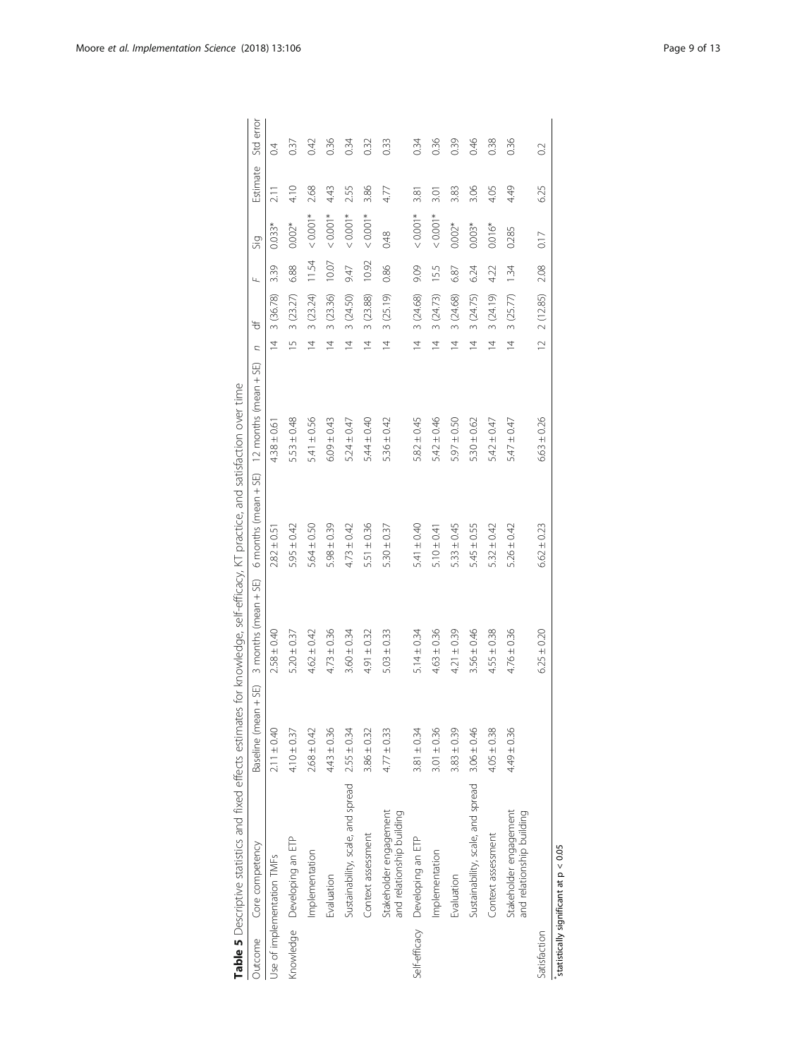**Table 5** Descriptive statistics and fixed effects estimates for knowledge, self-efficacy, KT practice, and satisfaction over time

| Outcome | Core competency | Baseline (mean + SE) | 3 months (mean + SE) | 6 months (mean + SE) | 12 months (mean + SE) | *n* | df | F | Sig | Estimate | Std error |
|---|---|---|---|---|---|---|---|---|---|---|---|
| Use of implementation TMFs | | 2.11 ± 0.40 | 2.58 ± 0.40 | 2.82 ± 0.51 | 4.38 ± 0.61 | 14 | 3 (36.78) | 3.39 | 0.033* | 2.11 | 0.4 |
| Knowledge | Developing an ETP | 4.10 ± 0.37 | 5.20 ± 0.37 | 5.95 ± 0.42 | 5.53 ± 0.48 | 15 | 3 (23.27) | 6.88 | 0.002* | 4.10 | 0.37 |
| | Implementation | 2.68 ± 0.42 | 4.62 ± 0.42 | 5.64 ± 0.50 | 5.41 ± 0.56 | 14 | 3 (23.24) | 11.54 | < 0.001* | 2.68 | 0.42 |
| | Evaluation | 4.43 ± 0.36 | 4.73 ± 0.36 | 5.98 ± 0.39 | 6.09 ± 0.43 | 14 | 3 (23.36) | 10.07 | < 0.001* | 4.43 | 0.36 |
| | Sustainability, scale, and spread | 2.55 ± 0.34 | 3.60 ± 0.34 | 4.73 ± 0.42 | 5.24 ± 0.47 | 14 | 3 (24.50) | 9.47 | < 0.001* | 2.55 | 0.34 |
| | Context assessment | 3.86 ± 0.32 | 4.91 ± 0.32 | 5.51 ± 0.36 | 5.44 ± 0.40 | 14 | 3 (23.88) | 10.92 | < 0.001* | 3.86 | 0.32 |
| | Stakeholder engagement and relationship building | 4.77 ± 0.33 | 5.03 ± 0.33 | 5.30 ± 0.37 | 5.36 ± 0.42 | 14 | 3 (25.19) | 0.86 | 0.48 | 4.77 | 0.33 |
| Self-efficacy | Developing an ETP | 3.81 ± 0.34 | 5.14 ± 0.34 | 5.41 ± 0.40 | 5.82 ± 0.45 | 14 | 3 (24.68) | 9.09 | < 0.001* | 3.81 | 0.34 |
| | Implementation | 3.01 ± 0.36 | 4.63 ± 0.36 | 5.10 ± 0.41 | 5.42 ± 0.46 | 14 | 3 (24.73) | 15.5 | < 0.001* | 3.01 | 0.36 |
| | Evaluation | 3.83 ± 0.39 | 4.21 ± 0.39 | 5.33 ± 0.45 | 5.97 ± 0.50 | 14 | 3 (24.68) | 6.87 | 0.002* | 3.83 | 0.39 |
| | Sustainability, scale, and spread | 3.06 ± 0.46 | 3.56 ± 0.46 | 5.45 ± 0.55 | 5.30 ± 0.62 | 14 | 3 (24.75) | 6.24 | 0.003* | 3.06 | 0.46 |
| | Context assessment | 4.05 ± 0.38 | 4.55 ± 0.38 | 5.32 ± 0.42 | 5.42 ± 0.47 | 14 | 3 (24.19) | 4.22 | 0.016* | 4.05 | 0.38 |
| | Stakeholder engagement and relationship building | 4.49 ± 0.36 | 4.76 ± 0.36 | 5.26 ± 0.42 | 5.47 ± 0.47 | 14 | 3 (25.77) | 1.34 | 0.285 | 4.49 | 0.36 |
| Satisfaction | | | 6.25 ± 0.20 | 6.62 ± 0.23 | 6.63 ± 0.26 | 12 | 2 (12.85) | 2.08 | 0.17 | 6.25 | 0.2 |

*statistically significant at $p < 0.05$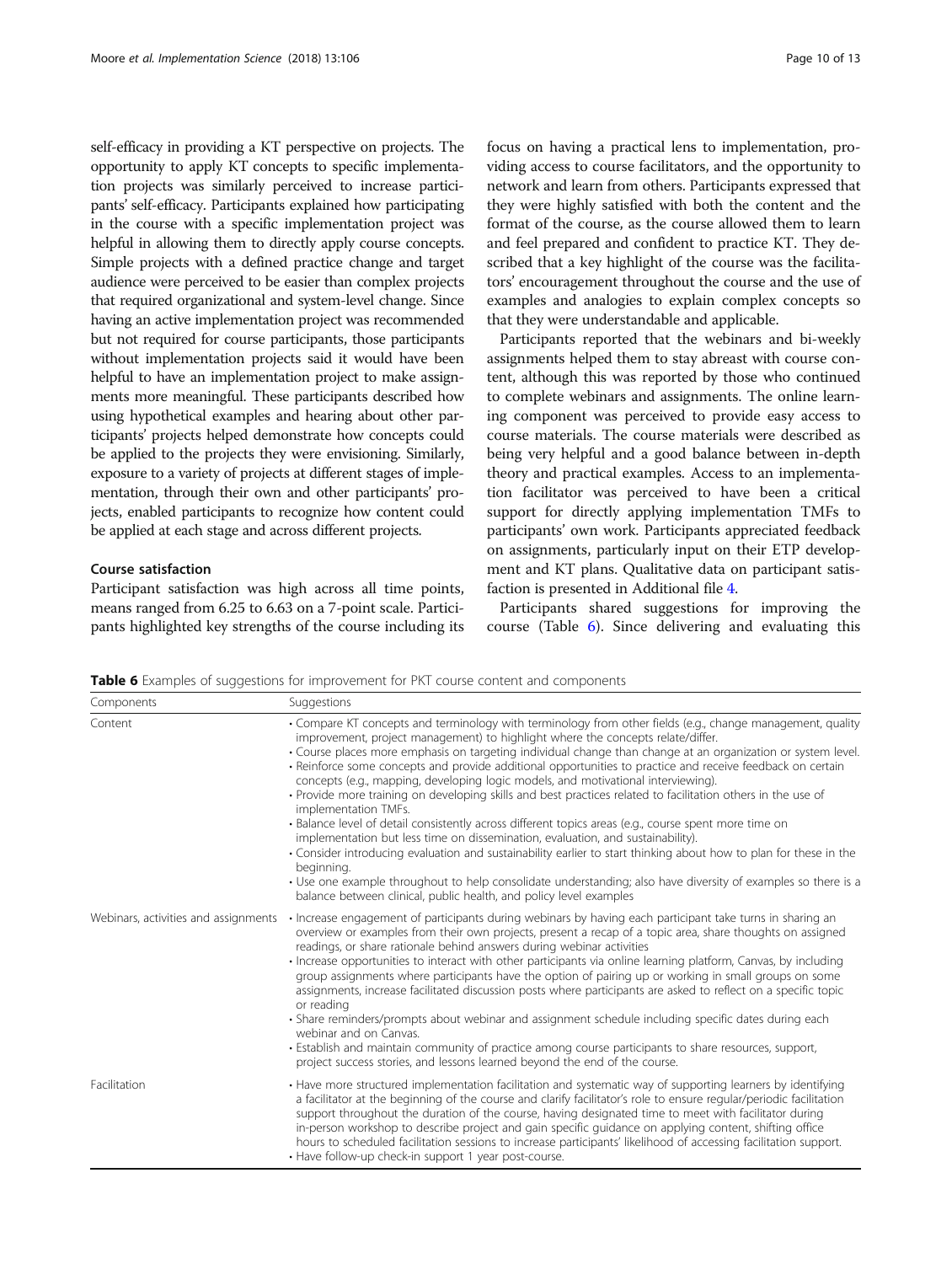self-efficacy in providing a KT perspective on projects. The opportunity to apply KT concepts to specific implementation projects was similarly perceived to increase participants' self-efficacy. Participants explained how participating in the course with a specific implementation project was helpful in allowing them to directly apply course concepts. Simple projects with a defined practice change and target audience were perceived to be easier than complex projects that required organizational and system-level change. Since having an active implementation project was recommended but not required for course participants, those participants without implementation projects said it would have been helpful to have an implementation project to make assignments more meaningful. These participants described how using hypothetical examples and hearing about other participants' projects helped demonstrate how concepts could be applied to the projects they were envisioning. Similarly, exposure to a variety of projects at different stages of implementation, through their own and other participants' projects, enabled participants to recognize how content could be applied at each stage and across different projects.

### Course satisfaction

Participant satisfaction was high across all time points, means ranged from 6.25 to 6.63 on a 7-point scale. Participants highlighted key strengths of the course including its focus on having a practical lens to implementation, providing access to course facilitators, and the opportunity to network and learn from others. Participants expressed that they were highly satisfied with both the content and the format of the course, as the course allowed them to learn and feel prepared and confident to practice KT. They described that a key highlight of the course was the facilitators' encouragement throughout the course and the use of examples and analogies to explain complex concepts so that they were understandable and applicable.

Participants reported that the webinars and bi-weekly assignments helped them to stay abreast with course content, although this was reported by those who continued to complete webinars and assignments. The online learning component was perceived to provide easy access to course materials. The course materials were described as being very helpful and a good balance between in-depth theory and practical examples. Access to an implementation facilitator was perceived to have been a critical support for directly applying implementation TMFs to participants' own work. Participants appreciated feedback on assignments, particularly input on their ETP development and KT plans. Qualitative data on participant satisfaction is presented in Additional file 4.

Participants shared suggestions for improving the course (Table 6). Since delivering and evaluating this

**Table 6** Examples of suggestions for improvement for PKT course content and components

| Components | Suggestions |
|---|---|
| Content | • Compare KT concepts and terminology with terminology from other fields (e.g., change management, quality improvement, project management) to highlight where the concepts relate/differ.<br>• Course places more emphasis on targeting individual change than change at an organization or system level.<br>• Reinforce some concepts and provide additional opportunities to practice and receive feedback on certain concepts (e.g., mapping, developing logic models, and motivational interviewing).<br>• Provide more training on developing skills and best practices related to facilitation others in the use of implementation TMFs.<br>• Balance level of detail consistently across different topics areas (e.g., course spent more time on implementation but less time on dissemination, evaluation, and sustainability).<br>• Consider introducing evaluation and sustainability earlier to start thinking about how to plan for these in the beginning.<br>• Use one example throughout to help consolidate understanding; also have diversity of examples so there is a balance between clinical, public health, and policy level examples |
| Webinars, activities and assignments | • Increase engagement of participants during webinars by having each participant take turns in sharing an overview or examples from their own projects, present a recap of a topic area, share thoughts on assigned readings, or share rationale behind answers during webinar activities<br>• Increase opportunities to interact with other participants via online learning platform, Canvas, by including group assignments where participants have the option of pairing up or working in small groups on some assignments, increase facilitated discussion posts where participants are asked to reflect on a specific topic or reading<br>• Share reminders/prompts about webinar and assignment schedule including specific dates during each webinar and on Canvas.<br>• Establish and maintain community of practice among course participants to share resources, support, project success stories, and lessons learned beyond the end of the course. |
| Facilitation | • Have more structured implementation facilitation and systematic way of supporting learners by identifying a facilitator at the beginning of the course and clarify facilitator's role to ensure regular/periodic facilitation support throughout the duration of the course, having designated time to meet with facilitator during in-person workshop to describe project and gain specific guidance on applying content, shifting office hours to scheduled facilitation sessions to increase participants' likelihood of accessing facilitation support.<br>• Have follow-up check-in support 1 year post-course. |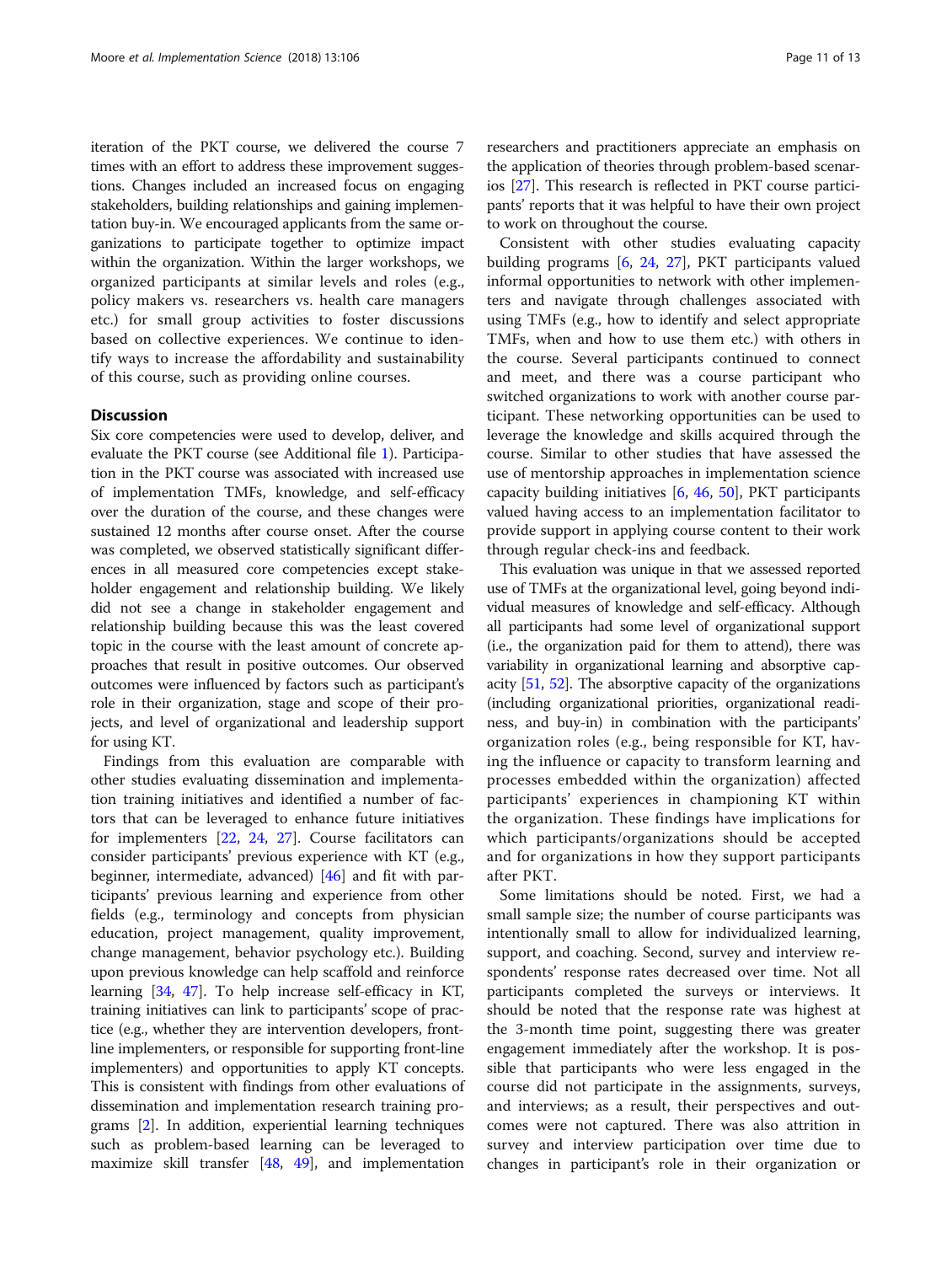iteration of the PKT course, we delivered the course 7 times with an effort to address these improvement suggestions. Changes included an increased focus on engaging stakeholders, building relationships and gaining implementation buy-in. We encouraged applicants from the same organizations to participate together to optimize impact within the organization. Within the larger workshops, we organized participants at similar levels and roles (e.g., policy makers vs. researchers vs. health care managers etc.) for small group activities to foster discussions based on collective experiences. We continue to identify ways to increase the affordability and sustainability of this course, such as providing online courses.

## Discussion

Six core competencies were used to develop, deliver, and evaluate the PKT course (see Additional file 1). Participation in the PKT course was associated with increased use of implementation TMFs, knowledge, and self-efficacy over the duration of the course, and these changes were sustained 12 months after course onset. After the course was completed, we observed statistically significant differences in all measured core competencies except stakeholder engagement and relationship building. We likely did not see a change in stakeholder engagement and relationship building because this was the least covered topic in the course with the least amount of concrete approaches that result in positive outcomes. Our observed outcomes were influenced by factors such as participant's role in their organization, stage and scope of their projects, and level of organizational and leadership support for using KT.

Findings from this evaluation are comparable with other studies evaluating dissemination and implementation training initiatives and identified a number of factors that can be leveraged to enhance future initiatives for implementers [22, 24, 27]. Course facilitators can consider participants' previous experience with KT (e.g., beginner, intermediate, advanced) [46] and fit with participants' previous learning and experience from other fields (e.g., terminology and concepts from physician education, project management, quality improvement, change management, behavior psychology etc.). Building upon previous knowledge can help scaffold and reinforce learning [34, 47]. To help increase self-efficacy in KT, training initiatives can link to participants' scope of practice (e.g., whether they are intervention developers, front-line implementers, or responsible for supporting front-line implementers) and opportunities to apply KT concepts. This is consistent with findings from other evaluations of dissemination and implementation research training programs [2]. In addition, experiential learning techniques such as problem-based learning can be leveraged to maximize skill transfer [48, 49], and implementation researchers and practitioners appreciate an emphasis on the application of theories through problem-based scenarios [27]. This research is reflected in PKT course participants' reports that it was helpful to have their own project to work on throughout the course.

Consistent with other studies evaluating capacity building programs [6, 24, 27], PKT participants valued informal opportunities to network with other implementers and navigate through challenges associated with using TMFs (e.g., how to identify and select appropriate TMFs, when and how to use them etc.) with others in the course. Several participants continued to connect and meet, and there was a course participant who switched organizations to work with another course participant. These networking opportunities can be used to leverage the knowledge and skills acquired through the course. Similar to other studies that have assessed the use of mentorship approaches in implementation science capacity building initiatives [6, 46, 50], PKT participants valued having access to an implementation facilitator to provide support in applying course content to their work through regular check-ins and feedback.

This evaluation was unique in that we assessed reported use of TMFs at the organizational level, going beyond individual measures of knowledge and self-efficacy. Although all participants had some level of organizational support (i.e., the organization paid for them to attend), there was variability in organizational learning and absorptive capacity [51, 52]. The absorptive capacity of the organizations (including organizational priorities, organizational readiness, and buy-in) in combination with the participants' organization roles (e.g., being responsible for KT, having the influence or capacity to transform learning and processes embedded within the organization) affected participants' experiences in championing KT within the organization. These findings have implications for which participants/organizations should be accepted and for organizations in how they support participants after PKT.

Some limitations should be noted. First, we had a small sample size; the number of course participants was intentionally small to allow for individualized learning, support, and coaching. Second, survey and interview respondents' response rates decreased over time. Not all participants completed the surveys or interviews. It should be noted that the response rate was highest at the 3-month time point, suggesting there was greater engagement immediately after the workshop. It is possible that participants who were less engaged in the course did not participate in the assignments, surveys, and interviews; as a result, their perspectives and outcomes were not captured. There was also attrition in survey and interview participation over time due to changes in participant's role in their organization or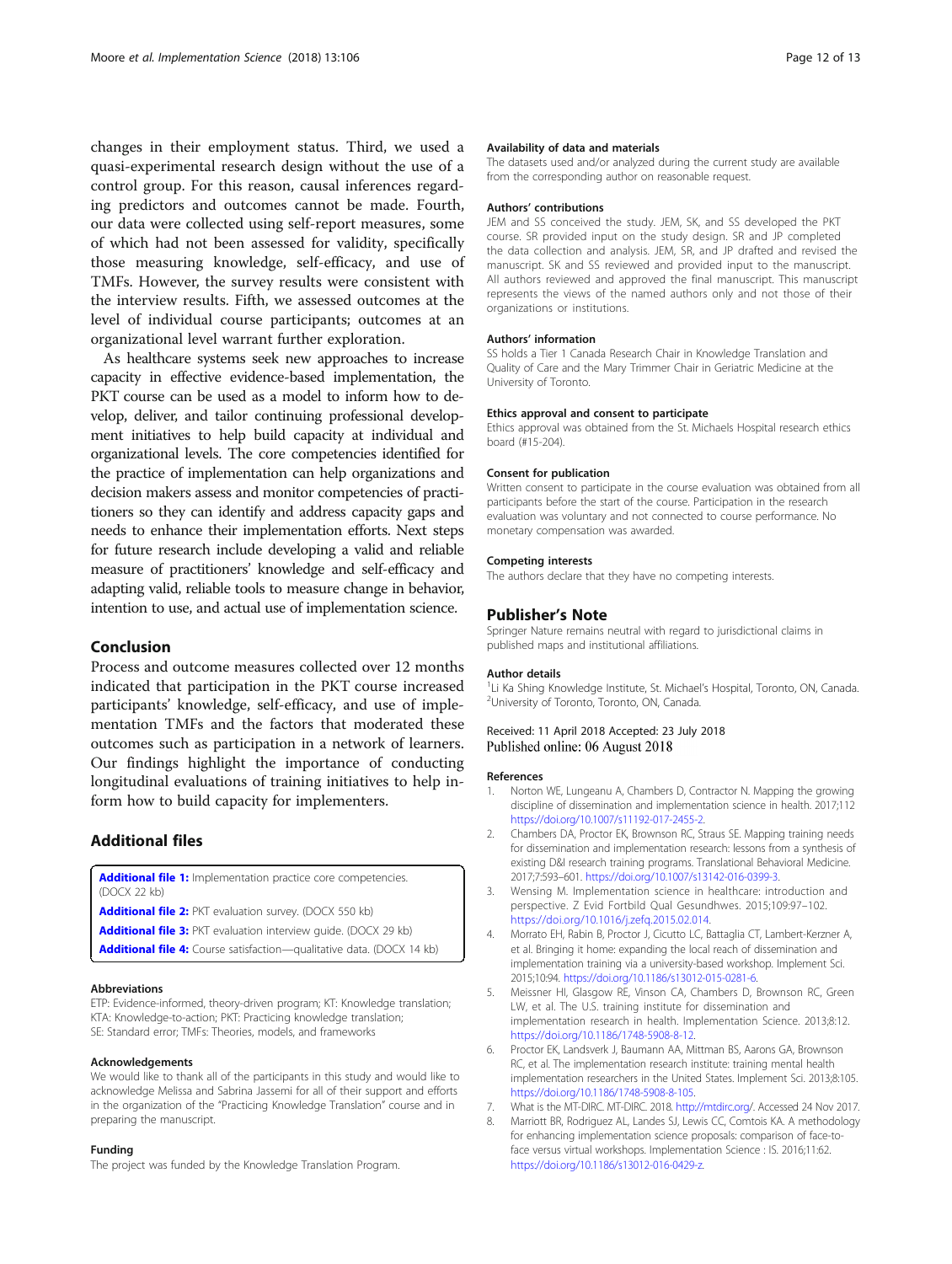changes in their employment status. Third, we used a quasi-experimental research design without the use of a control group. For this reason, causal inferences regarding predictors and outcomes cannot be made. Fourth, our data were collected using self-report measures, some of which had not been assessed for validity, specifically those measuring knowledge, self-efficacy, and use of TMFs. However, the survey results were consistent with the interview results. Fifth, we assessed outcomes at the level of individual course participants; outcomes at an organizational level warrant further exploration.

As healthcare systems seek new approaches to increase capacity in effective evidence-based implementation, the PKT course can be used as a model to inform how to develop, deliver, and tailor continuing professional development initiatives to help build capacity at individual and organizational levels. The core competencies identified for the practice of implementation can help organizations and decision makers assess and monitor competencies of practitioners so they can identify and address capacity gaps and needs to enhance their implementation efforts. Next steps for future research include developing a valid and reliable measure of practitioners' knowledge and self-efficacy and adapting valid, reliable tools to measure change in behavior, intention to use, and actual use of implementation science.

## Conclusion

Process and outcome measures collected over 12 months indicated that participation in the PKT course increased participants' knowledge, self-efficacy, and use of implementation TMFs and the factors that moderated these outcomes such as participation in a network of learners. Our findings highlight the importance of conducting longitudinal evaluations of training initiatives to help inform how to build capacity for implementers.

## Additional files

**Additional file 1:** Implementation practice core competencies. (DOCX 22 kb)

**Additional file 2:** PKT evaluation survey. (DOCX 550 kb)

**Additional file 3:** PKT evaluation interview guide. (DOCX 29 kb)

**Additional file 4:** Course satisfaction—qualitative data. (DOCX 14 kb)

#### Abbreviations

ETP: Evidence-informed, theory-driven program; KT: Knowledge translation; KTA: Knowledge-to-action; PKT: Practicing knowledge translation; SE: Standard error; TMFs: Theories, models, and frameworks

#### Acknowledgements

We would like to thank all of the participants in this study and would like to acknowledge Melissa and Sabrina Jassemi for all of their support and efforts in the organization of the "Practicing Knowledge Translation" course and in preparing the manuscript.

#### Funding

The project was funded by the Knowledge Translation Program.

#### Availability of data and materials

The datasets used and/or analyzed during the current study are available from the corresponding author on reasonable request.

#### Authors' contributions

JEM and SS conceived the study. JEM, SK, and SS developed the PKT course. SR provided input on the study design. SR and JP completed the data collection and analysis. JEM, SR, and JP drafted and revised the manuscript. SK and SS reviewed and provided input to the manuscript. All authors reviewed and approved the final manuscript. This manuscript represents the views of the named authors only and not those of their organizations or institutions.

#### Authors' information

SS holds a Tier 1 Canada Research Chair in Knowledge Translation and Quality of Care and the Mary Trimmer Chair in Geriatric Medicine at the University of Toronto.

#### Ethics approval and consent to participate

Ethics approval was obtained from the St. Michaels Hospital research ethics board (#15-204).

#### Consent for publication

Written consent to participate in the course evaluation was obtained from all participants before the start of the course. Participation in the research evaluation was voluntary and not connected to course performance. No monetary compensation was awarded.

#### Competing interests

The authors declare that they have no competing interests.

## Publisher's Note

Springer Nature remains neutral with regard to jurisdictional claims in published maps and institutional affiliations.

#### Author details

[1]Li Ka Shing Knowledge Institute, St. Michael's Hospital, Toronto, ON, Canada. [2]University of Toronto, Toronto, ON, Canada.

Received: 11 April 2018 Accepted: 23 July 2018
Published online: 06 August 2018

#### References

1. Norton WE, Lungeanu A, Chambers D, Contractor N. Mapping the growing discipline of dissemination and implementation science in health. 2017;112 https://doi.org/10.1007/s11192-017-2455-2.
2. Chambers DA, Proctor EK, Brownson RC, Straus SE. Mapping training needs for dissemination and implementation research: lessons from a synthesis of existing D&I research training programs. Translational Behavioral Medicine. 2017;7:593–601. https://doi.org/10.1007/s13142-016-0399-3.
3. Wensing M. Implementation science in healthcare: introduction and perspective. Z Evid Fortbild Qual Gesundhwes. 2015;109:97–102. https://doi.org/10.1016/j.zefq.2015.02.014.
4. Morrato EH, Rabin B, Proctor J, Cicutto LC, Battaglia CT, Lambert-Kerzner A, et al. Bringing it home: expanding the local reach of dissemination and implementation training via a university-based workshop. Implement Sci. 2015;10:94. https://doi.org/10.1186/s13012-015-0281-6.
5. Meissner HI, Glasgow RE, Vinson CA, Chambers D, Brownson RC, Green LW, et al. The U.S. training institute for dissemination and implementation research in health. Implementation Science. 2013;8:12. https://doi.org/10.1186/1748-5908-8-12.
6. Proctor EK, Landsverk J, Baumann AA, Mittman BS, Aarons GA, Brownson RC, et al. The implementation research institute: training mental health implementation researchers in the United States. Implement Sci. 2013;8:105. https://doi.org/10.1186/1748-5908-8-105.
7. What is the MT-DIRC. MT-DIRC. 2018. http://mtdirc.org/. Accessed 24 Nov 2017.
8. Marriott BR, Rodriguez AL, Landes SJ, Lewis CC, Comtois KA. A methodology for enhancing implementation science proposals: comparison of face-to-face versus virtual workshops. Implementation Science : IS. 2016;11:62. https://doi.org/10.1186/s13012-016-0429-z.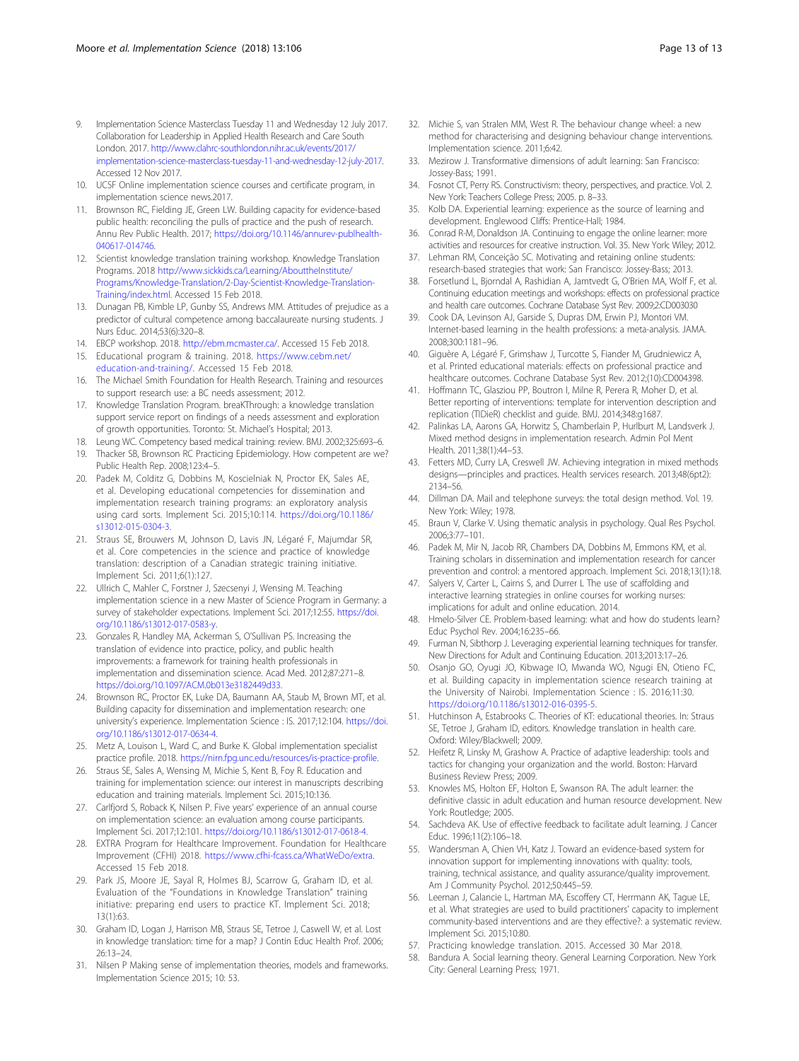9. Implementation Science Masterclass Tuesday 11 and Wednesday 12 July 2017. Collaboration for Leadership in Applied Health Research and Care South London. 2017. http://www.clahrc-southlondon.nihr.ac.uk/events/2017/implementation-science-masterclass-tuesday-11-and-wednesday-12-july-2017. Accessed 12 Nov 2017.
10. UCSF Online implementation science courses and certificate program, in implementation science news.2017.
11. Brownson RC, Fielding JE, Green LW. Building capacity for evidence-based public health: reconciling the pulls of practice and the push of research. Annu Rev Public Health. 2017; https://doi.org/10.1146/annurev-publhealth-040617-014746.
12. Scientist knowledge translation training workshop. Knowledge Translation Programs. 2018 http://www.sickkids.ca/Learning/AbouttheInstitute/Programs/Knowledge-Translation/2-Day-Scientist-Knowledge-Translation-Training/index.html. Accessed 15 Feb 2018.
13. Dunagan PB, Kimble LP, Gunby SS, Andrews MM. Attitudes of prejudice as a predictor of cultural competence among baccalaureate nursing students. J Nurs Educ. 2014;53(6):320–8.
14. EBCP workshop. 2018. http://ebm.mcmaster.ca/. Accessed 15 Feb 2018.
15. Educational program & training. 2018. https://www.cebm.net/education-and-training/. Accessed 15 Feb 2018.
16. The Michael Smith Foundation for Health Research. Training and resources to support research use: a BC needs assessment; 2012.
17. Knowledge Translation Program. breaKThrough: a knowledge translation support service report on findings of a needs assessment and exploration of growth opportunities. Toronto: St. Michael's Hospital; 2013.
18. Leung WC. Competency based medical training: review. BMJ. 2002;325:693–6.
19. Thacker SB, Brownson RC Practicing Epidemiology. How competent are we? Public Health Rep. 2008;123:4–5.
20. Padek M, Colditz G, Dobbins M, Koscielniak N, Proctor EK, Sales AE, et al. Developing educational competencies for dissemination and implementation research training programs: an exploratory analysis using card sorts. Implement Sci. 2015;10:114. https://doi.org/10.1186/s13012-015-0304-3.
21. Straus SE, Brouwers M, Johnson D, Lavis JN, Légaré F, Majumdar SR, et al. Core competencies in the science and practice of knowledge translation: description of a Canadian strategic training initiative. Implement Sci. 2011;6(1):127.
22. Ullrich C, Mahler C, Forstner J, Szecsenyi J, Wensing M. Teaching implementation science in a new Master of Science Program in Germany: a survey of stakeholder expectations. Implement Sci. 2017;12:55. https://doi.org/10.1186/s13012-017-0583-y.
23. Gonzales R, Handley MA, Ackerman S, O'Sullivan PS. Increasing the translation of evidence into practice, policy, and public health improvements: a framework for training health professionals in implementation and dissemination science. Acad Med. 2012;87:271–8. https://doi.org/10.1097/ACM.0b013e3182449d33.
24. Brownson RC, Proctor EK, Luke DA, Baumann AA, Staub M, Brown MT, et al. Building capacity for dissemination and implementation research: one university's experience. Implementation Science : IS. 2017;12:104. https://doi.org/10.1186/s13012-017-0634-4.
25. Metz A, Louison L, Ward C, and Burke K. Global implementation specialist practice profile. 2018. https://nirn.fpg.unc.edu/resources/is-practice-profile.
26. Straus SE, Sales A, Wensing M, Michie S, Kent B, Foy R. Education and training for implementation science: our interest in manuscripts describing education and training materials. Implement Sci. 2015;10:136.
27. Carlfjord S, Roback K, Nilsen P. Five years' experience of an annual course on implementation science: an evaluation among course participants. Implement Sci. 2017;12:101. https://doi.org/10.1186/s13012-017-0618-4.
28. EXTRA Program for Healthcare Improvement. Foundation for Healthcare Improvement (CFHI) 2018. https://www.cfhi-fcass.ca/WhatWeDo/extra. Accessed 15 Feb 2018.
29. Park JS, Moore JE, Sayal R, Holmes BJ, Scarrow G, Graham ID, et al. Evaluation of the "Foundations in Knowledge Translation" training initiative: preparing end users to practice KT. Implement Sci. 2018; 13(1):63.
30. Graham ID, Logan J, Harrison MB, Straus SE, Tetroe J, Caswell W, et al. Lost in knowledge translation: time for a map? J Contin Educ Health Prof. 2006; 26:13–24.
31. Nilsen P Making sense of implementation theories, models and frameworks. Implementation Science 2015; 10: 53.
32. Michie S, van Stralen MM, West R. The behaviour change wheel: a new method for characterising and designing behaviour change interventions. Implementation science. 2011;6:42.
33. Mezirow J. Transformative dimensions of adult learning: San Francisco: Jossey-Bass; 1991.
34. Fosnot CT, Perry RS. Constructivism: theory, perspectives, and practice. Vol. 2. New York: Teachers College Press; 2005. p. 8–33.
35. Kolb DA. Experiential learning: experience as the source of learning and development. Englewood Cliffs: Prentice-Hall; 1984.
36. Conrad R-M, Donaldson JA. Continuing to engage the online learner: more activities and resources for creative instruction. Vol. 35. New York: Wiley; 2012.
37. Lehman RM, Conceição SC. Motivating and retaining online students: research-based strategies that work: San Francisco: Jossey-Bass; 2013.
38. Forsetlund L, Bjorndal A, Rashidian A, Jamtvedt G, O'Brien MA, Wolf F, et al. Continuing education meetings and workshops: effects on professional practice and health care outcomes. Cochrane Database Syst Rev. 2009;2:CD003030
39. Cook DA, Levinson AJ, Garside S, Dupras DM, Erwin PJ, Montori VM. Internet-based learning in the health professions: a meta-analysis. JAMA. 2008;300:1181–96.
40. Giguère A, Légaré F, Grimshaw J, Turcotte S, Fiander M, Grudniewicz A, et al. Printed educational materials: effects on professional practice and healthcare outcomes. Cochrane Database Syst Rev. 2012;(10):CD004398.
41. Hoffmann TC, Glasziou PP, Boutron I, Milne R, Perera R, Moher D, et al. Better reporting of interventions: template for intervention description and replication (TIDieR) checklist and guide. BMJ. 2014;348:g1687.
42. Palinkas LA, Aarons GA, Horwitz S, Chamberlain P, Hurlburt M, Landsverk J. Mixed method designs in implementation research. Admin Pol Ment Health. 2011;38(1):44–53.
43. Fetters MD, Curry LA, Creswell JW. Achieving integration in mixed methods designs—principles and practices. Health services research. 2013;48(6pt2): 2134–56.
44. Dillman DA. Mail and telephone surveys: the total design method. Vol. 19. New York: Wiley; 1978.
45. Braun V, Clarke V. Using thematic analysis in psychology. Qual Res Psychol. 2006;3:77–101.
46. Padek M, Mir N, Jacob RR, Chambers DA, Dobbins M, Emmons KM, et al. Training scholars in dissemination and implementation research for cancer prevention and control: a mentored approach. Implement Sci. 2018;13(1):18.
47. Salyers V, Carter L, Cairns S, and Durrer L The use of scaffolding and interactive learning strategies in online courses for working nurses: implications for adult and online education. 2014.
48. Hmelo-Silver CE. Problem-based learning: what and how do students learn? Educ Psychol Rev. 2004;16:235–66.
49. Furman N, Sibthorp J. Leveraging experiential learning techniques for transfer. New Directions for Adult and Continuing Education. 2013;2013:17–26.
50. Osanjo GO, Oyugi JO, Kibwage IO, Mwanda WO, Ngugi EN, Otieno FC, et al. Building capacity in implementation science research training at the University of Nairobi. Implementation Science : IS. 2016;11:30. https://doi.org/10.1186/s13012-016-0395-5.
51. Hutchinson A, Estabrooks C. Theories of KT: educational theories. In: Straus SE, Tetroe J, Graham ID, editors. Knowledge translation in health care. Oxford: Wiley/Blackwell; 2009.
52. Heifetz R, Linsky M, Grashow A. Practice of adaptive leadership: tools and tactics for changing your organization and the world. Boston: Harvard Business Review Press; 2009.
53. Knowles MS, Holton EF, Holton E, Swanson RA. The adult learner: the definitive classic in adult education and human resource development. New York: Routledge; 2005.
54. Sachdeva AK. Use of effective feedback to facilitate adult learning. J Cancer Educ. 1996;11(2):106–18.
55. Wandersman A, Chien VH, Katz J. Toward an evidence-based system for innovation support for implementing innovations with quality: tools, training, technical assistance, and quality assurance/quality improvement. Am J Community Psychol. 2012;50:445–59.
56. Leeman J, Calancie L, Hartman MA, Escoffery CT, Herrmann AK, Tague LE, et al. What strategies are used to build practitioners' capacity to implement community-based interventions and are they effective?: a systematic review. Implement Sci. 2015;10:80.
57. Practicing knowledge translation. 2015. Accessed 30 Mar 2018.
58. Bandura A. Social learning theory. General Learning Corporation. New York City: General Learning Press; 1971.